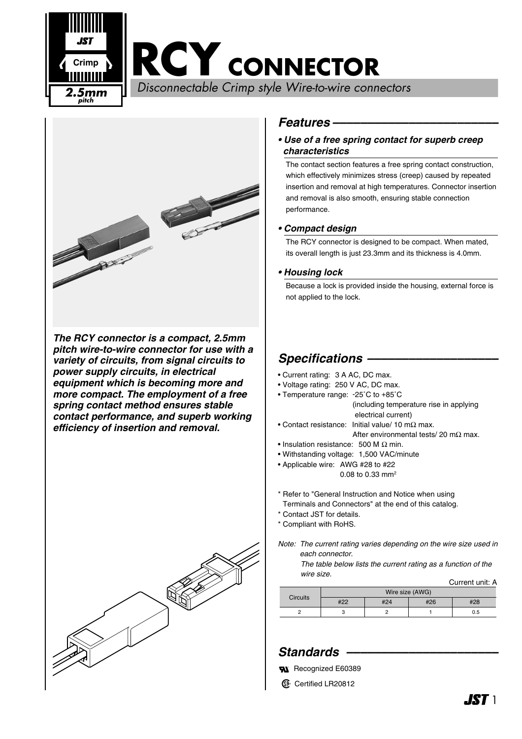# RCY CONNECTOR

*Disconnectable Crimp style Wire-to-wire connectors*

JST Crimp 2.5mm pitch

***The RCY connector is a compact, 2.5mm pitch wire-to-wire connector for use with a variety of circuits, from signal circuits to power supply circuits, in electrical equipment which is becoming more and more compact. The employment of a free spring contact method ensures stable contact performance, and superb working efficiency of insertion and removal.***

## Features

### • Use of a free spring contact for superb creep characteristics

The contact section features a free spring contact construction, which effectively minimizes stress (creep) caused by repeated insertion and removal at high temperatures. Connector insertion and removal is also smooth, ensuring stable connection performance.

### • Compact design

The RCY connector is designed to be compact. When mated, its overall length is just 23.3mm and its thickness is 4.0mm.

### • Housing lock

Because a lock is provided inside the housing, external force is not applied to the lock.

## Specifications

- Current rating: 3 A AC, DC max.
- Voltage rating: 250 V AC, DC max.
- Temperature range: -25˚C to +85˚C (including temperature rise in applying electrical current)
- Contact resistance: Initial value/ 10 mΩ max. After environmental tests/ 20 mΩ max.
- Insulation resistance: 500 M Ω min.
- Withstanding voltage: 1,500 VAC/minute
- Applicable wire: AWG #28 to #22, 0.08 to 0.33 mm²

\* Refer to "General Instruction and Notice when using Terminals and Connectors" at the end of this catalog.
\* Contact JST for details.
\* Compliant with RoHS.

*Note: The current rating varies depending on the wire size used in each connector. The table below lists the current rating as a function of the wire size.*

Current unit: A

| Circuits | Wire size (AWG) | | | |
|---|---|---|---|---|
| | #22 | #24 | #26 | #28 |
| 2 | 3 | 2 | 1 | 0.5 |

## Standards

Recognized E60389

Certified LR20812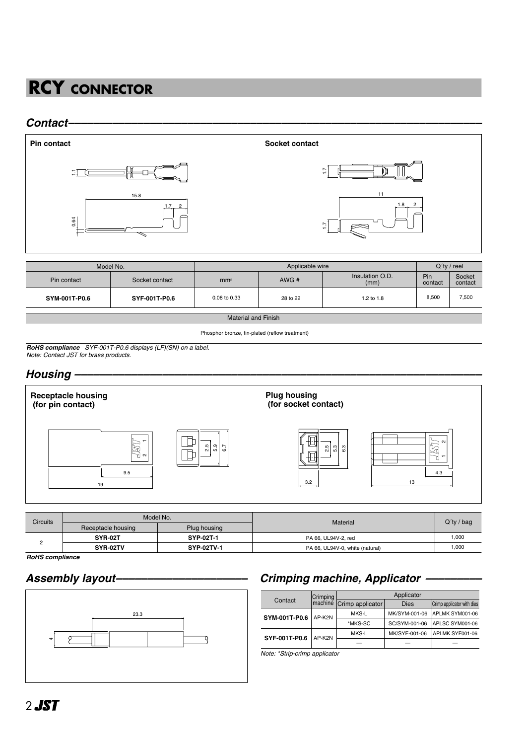# RCY CONNECTOR

## Contact

**Pin contact**

1.1

15.8

1.7 2

0.64

**Socket contact**

1.7

11

1.8 2

1.7

| Model No. | | Applicable wire | | | Q´ty / reel | |
|---|---|---|---|---|---|---|
| Pin contact | Socket contact | mm² | AWG # | Insulation O.D. (mm) | Pin contact | Socket contact |
| **SYM-001T-P0.6** | **SYF-001T-P0.6** | 0.08 to 0.33 | 28 to 22 | 1.2 to 1.8 | 8,500 | 7,500 |

| Material and Finish |
|---|
| Phosphor bronze, tin-plated (reflow treatment) |

***RoHS compliance*** *SYF-001T-P0.6 displays (LF)(SN) on a label.*
*Note: Contact JST for brass products.*

## Housing

**Receptacle housing (for pin contact)**

JST 1 2

9.5

19

2.5 5.9 6.7

**Plug housing (for socket contact)**

2.5 5.3 6.3

3.2

JST 2 1

4.3

13

| Circuits | Model No. | | Material | Q´ty / bag |
|---|---|---|---|---|
| | Receptacle housing | Plug housing | | |
| 2 | **SYR-02T** | **SYP-02T-1** | PA 66, UL94V-2, red | 1,000 |
| | **SYR-02TV** | **SYP-02TV-1** | PA 66, UL94V-0, white (natural) | 1,000 |

***RoHS compliance***

## Assembly layout

23.3

4

## Crimping machine, Applicator

| Contact | Crimping machine | Applicator | | |
|---|---|---|---|---|
| | | Crimp applicator | Dies | Crimp applicator with dies |
| **SYM-001T-P0.6** | AP-K2N | MKS-L | MK/SYM-001-06 | APLMK SYM001-06 |
| | | *MKS-SC | SC/SYM-001-06 | APLSC SYM001-06 |
| **SYF-001T-P0.6** | AP-K2N | MKS-L | MK/SYF-001-06 | APLMK SYF001-06 |
| | | — | — | — |

*Note: *Strip-crimp applicator*